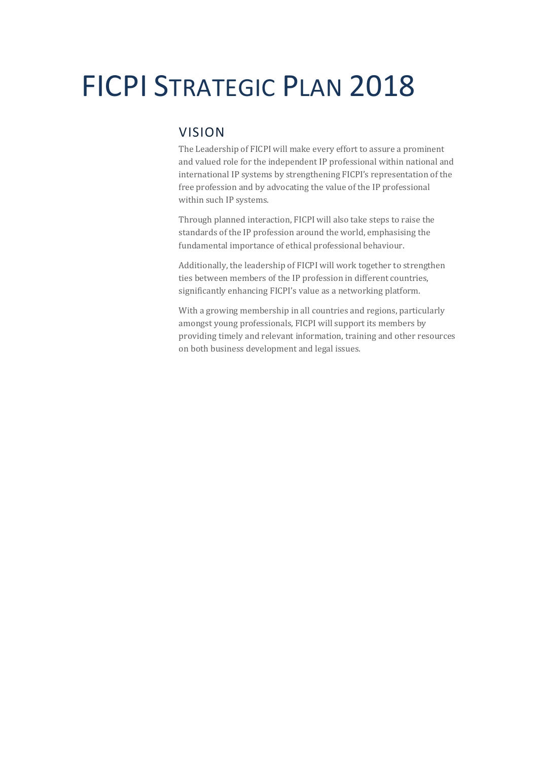# FICPI Strategic Plan 2018

## VISION

The Leadership of FICPI will make every effort to assure a prominent and valued role for the independent IP professional within national and international IP systems by strengthening FICPI's representation of the free profession and by advocating the value of the IP professional within such IP systems.

Through planned interaction, FICPI will also take steps to raise the standards of the IP profession around the world, emphasising the fundamental importance of ethical professional behaviour.

Additionally, the leadership of FICPI will work together to strengthen ties between members of the IP profession in different countries, significantly enhancing FICPI's value as a networking platform.

With a growing membership in all countries and regions, particularly amongst young professionals, FICPI will support its members by providing timely and relevant information, training and other resources on both business development and legal issues.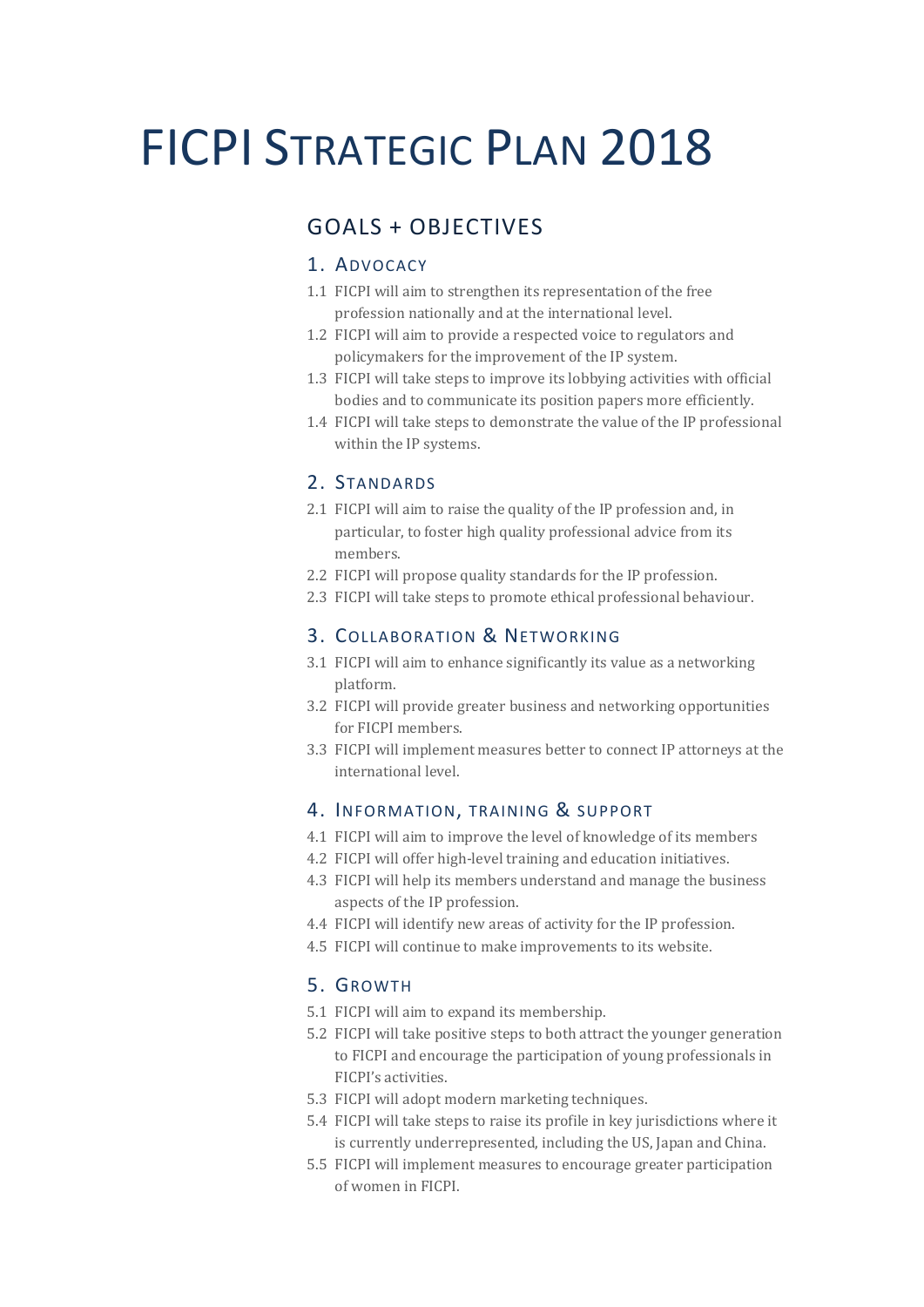# FICPI Strategic Plan 2018

## GOALS + OBJECTIVES

### 1. Advocacy

1.1 FICPI will aim to strengthen its representation of the free profession nationally and at the international level.

1.2 FICPI will aim to provide a respected voice to regulators and policymakers for the improvement of the IP system.

1.3 FICPI will take steps to improve its lobbying activities with official bodies and to communicate its position papers more efficiently.

1.4 FICPI will take steps to demonstrate the value of the IP professional within the IP systems.

### 2. Standards

2.1 FICPI will aim to raise the quality of the IP profession and, in particular, to foster high quality professional advice from its members.

2.2 FICPI will propose quality standards for the IP profession.

2.3 FICPI will take steps to promote ethical professional behaviour.

### 3. Collaboration & Networking

3.1 FICPI will aim to enhance significantly its value as a networking platform.

3.2 FICPI will provide greater business and networking opportunities for FICPI members.

3.3 FICPI will implement measures better to connect IP attorneys at the international level.

### 4. Information, training & support

4.1 FICPI will aim to improve the level of knowledge of its members

4.2 FICPI will offer high-level training and education initiatives.

4.3 FICPI will help its members understand and manage the business aspects of the IP profession.

4.4 FICPI will identify new areas of activity for the IP profession.

4.5 FICPI will continue to make improvements to its website.

### 5. Growth

5.1 FICPI will aim to expand its membership.

5.2 FICPI will take positive steps to both attract the younger generation to FICPI and encourage the participation of young professionals in FICPI's activities.

5.3 FICPI will adopt modern marketing techniques.

5.4 FICPI will take steps to raise its profile in key jurisdictions where it is currently underrepresented, including the US, Japan and China.

5.5 FICPI will implement measures to encourage greater participation of women in FICPI.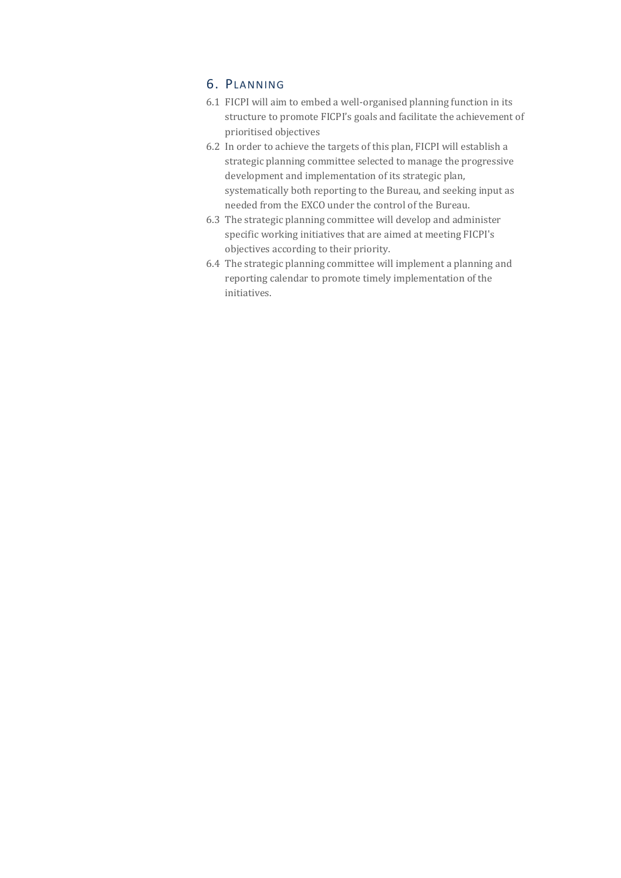## 6. Planning

6.1 FICPI will aim to embed a well-organised planning function in its structure to promote FICPI's goals and facilitate the achievement of prioritised objectives

6.2 In order to achieve the targets of this plan, FICPI will establish a strategic planning committee selected to manage the progressive development and implementation of its strategic plan, systematically both reporting to the Bureau, and seeking input as needed from the EXCO under the control of the Bureau.

6.3 The strategic planning committee will develop and administer specific working initiatives that are aimed at meeting FICPI's objectives according to their priority.

6.4 The strategic planning committee will implement a planning and reporting calendar to promote timely implementation of the initiatives.